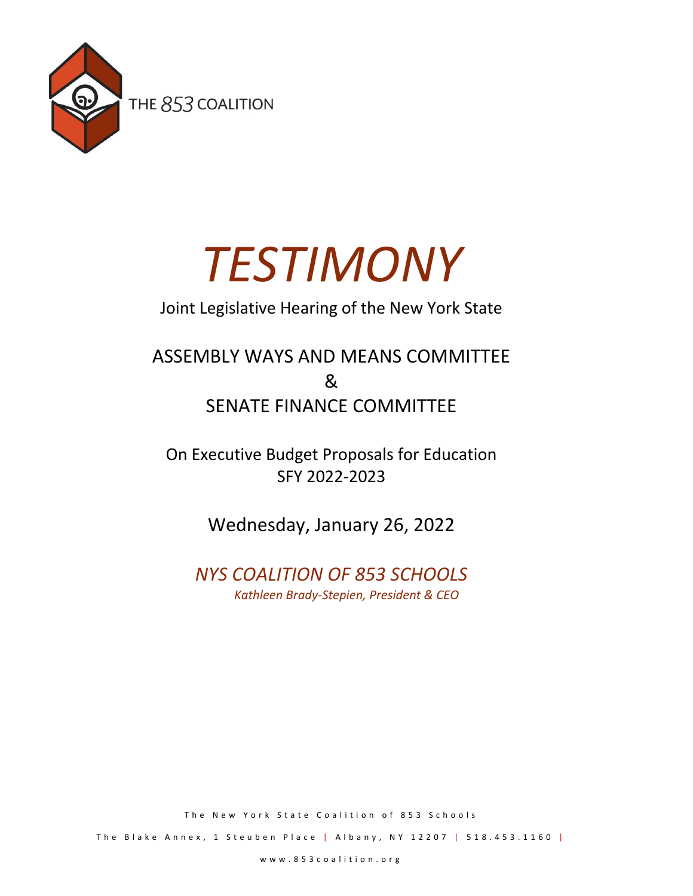THE 853 COALITION

# *TESTIMONY*

Joint Legislative Hearing of the New York State

## ASSEMBLY WAYS AND MEANS COMMITTEE
## &
## SENATE FINANCE COMMITTEE

On Executive Budget Proposals for Education
SFY 2022-2023

Wednesday, January 26, 2022

*NYS COALITION OF 853 SCHOOLS*
*Kathleen Brady-Stepien, President & CEO*

The New York State Coalition of 853 Schools

The Blake Annex, 1 Steuben Place | Albany, NY 12207 | 518.453.1160 |

www.853coalition.org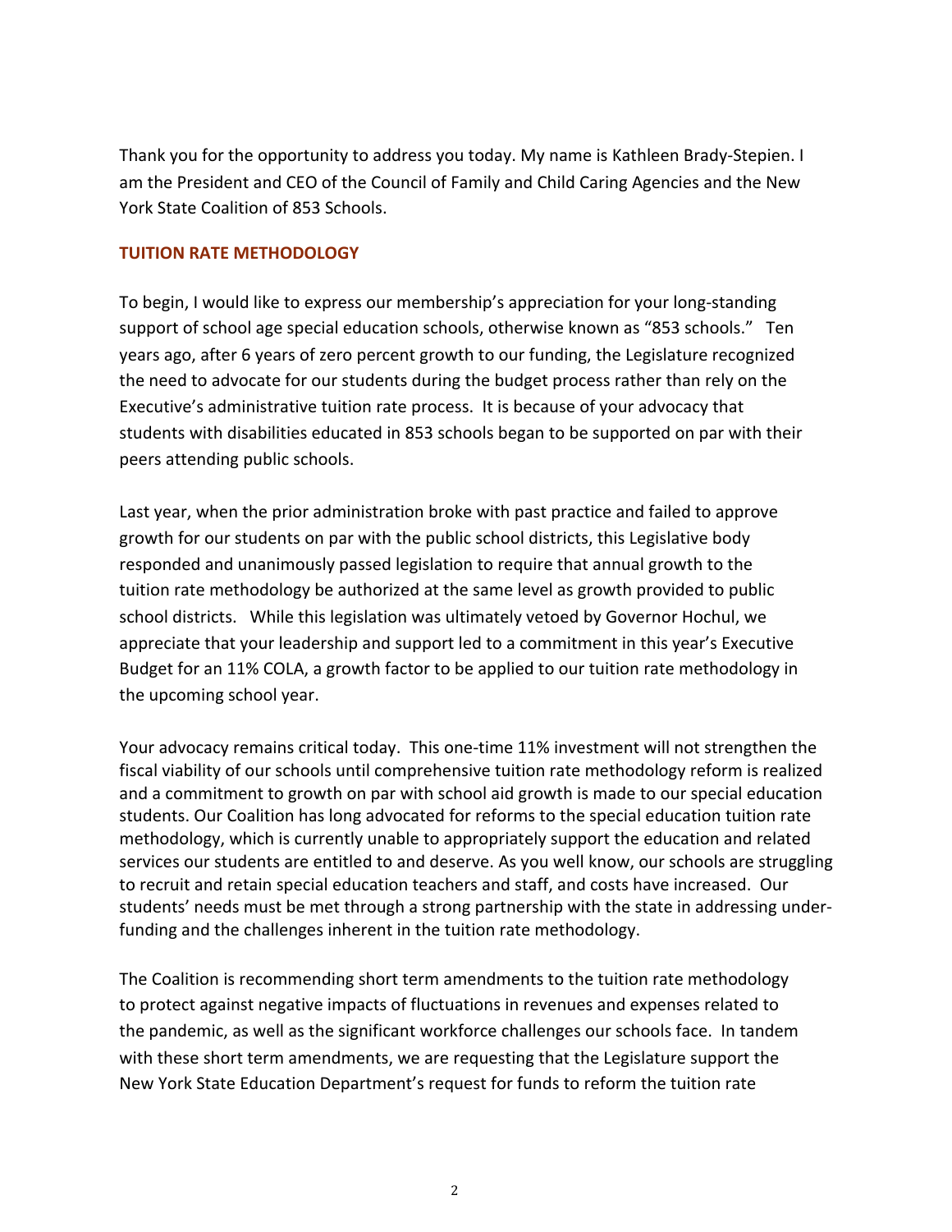Thank you for the opportunity to address you today. My name is Kathleen Brady-Stepien. I am the President and CEO of the Council of Family and Child Caring Agencies and the New York State Coalition of 853 Schools.

## TUITION RATE METHODOLOGY

To begin, I would like to express our membership's appreciation for your long-standing support of school age special education schools, otherwise known as "853 schools." Ten years ago, after 6 years of zero percent growth to our funding, the Legislature recognized the need to advocate for our students during the budget process rather than rely on the Executive's administrative tuition rate process. It is because of your advocacy that students with disabilities educated in 853 schools began to be supported on par with their peers attending public schools.

Last year, when the prior administration broke with past practice and failed to approve growth for our students on par with the public school districts, this Legislative body responded and unanimously passed legislation to require that annual growth to the tuition rate methodology be authorized at the same level as growth provided to public school districts. While this legislation was ultimately vetoed by Governor Hochul, we appreciate that your leadership and support led to a commitment in this year's Executive Budget for an 11% COLA, a growth factor to be applied to our tuition rate methodology in the upcoming school year.

Your advocacy remains critical today. This one-time 11% investment will not strengthen the fiscal viability of our schools until comprehensive tuition rate methodology reform is realized and a commitment to growth on par with school aid growth is made to our special education students. Our Coalition has long advocated for reforms to the special education tuition rate methodology, which is currently unable to appropriately support the education and related services our students are entitled to and deserve. As you well know, our schools are struggling to recruit and retain special education teachers and staff, and costs have increased. Our students' needs must be met through a strong partnership with the state in addressing under-funding and the challenges inherent in the tuition rate methodology.

The Coalition is recommending short term amendments to the tuition rate methodology to protect against negative impacts of fluctuations in revenues and expenses related to the pandemic, as well as the significant workforce challenges our schools face. In tandem with these short term amendments, we are requesting that the Legislature support the New York State Education Department's request for funds to reform the tuition rate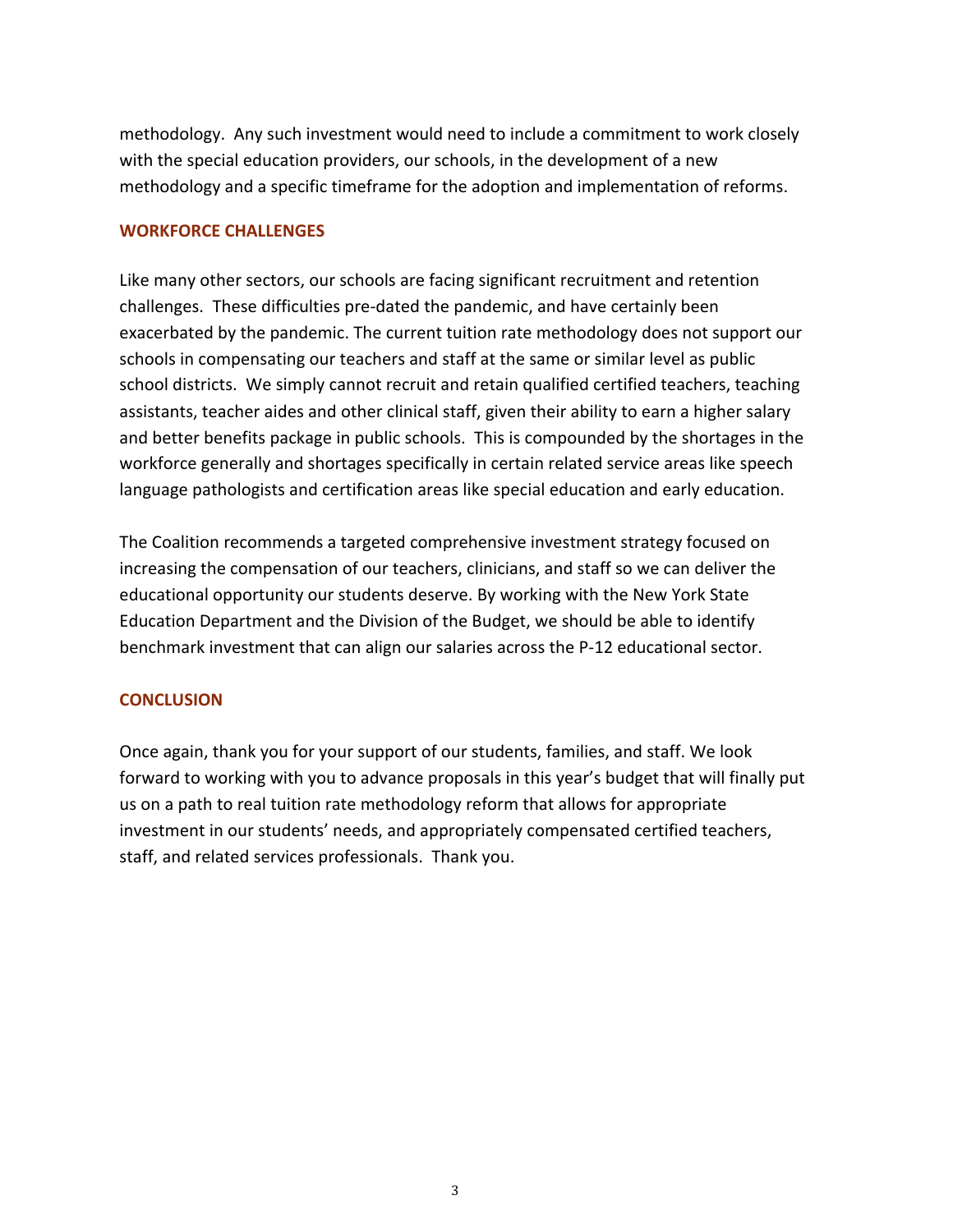methodology. Any such investment would need to include a commitment to work closely with the special education providers, our schools, in the development of a new methodology and a specific timeframe for the adoption and implementation of reforms.

## WORKFORCE CHALLENGES

Like many other sectors, our schools are facing significant recruitment and retention challenges. These difficulties pre-dated the pandemic, and have certainly been exacerbated by the pandemic. The current tuition rate methodology does not support our schools in compensating our teachers and staff at the same or similar level as public school districts. We simply cannot recruit and retain qualified certified teachers, teaching assistants, teacher aides and other clinical staff, given their ability to earn a higher salary and better benefits package in public schools. This is compounded by the shortages in the workforce generally and shortages specifically in certain related service areas like speech language pathologists and certification areas like special education and early education.

The Coalition recommends a targeted comprehensive investment strategy focused on increasing the compensation of our teachers, clinicians, and staff so we can deliver the educational opportunity our students deserve. By working with the New York State Education Department and the Division of the Budget, we should be able to identify benchmark investment that can align our salaries across the P-12 educational sector.

## CONCLUSION

Once again, thank you for your support of our students, families, and staff. We look forward to working with you to advance proposals in this year's budget that will finally put us on a path to real tuition rate methodology reform that allows for appropriate investment in our students' needs, and appropriately compensated certified teachers, staff, and related services professionals. Thank you.